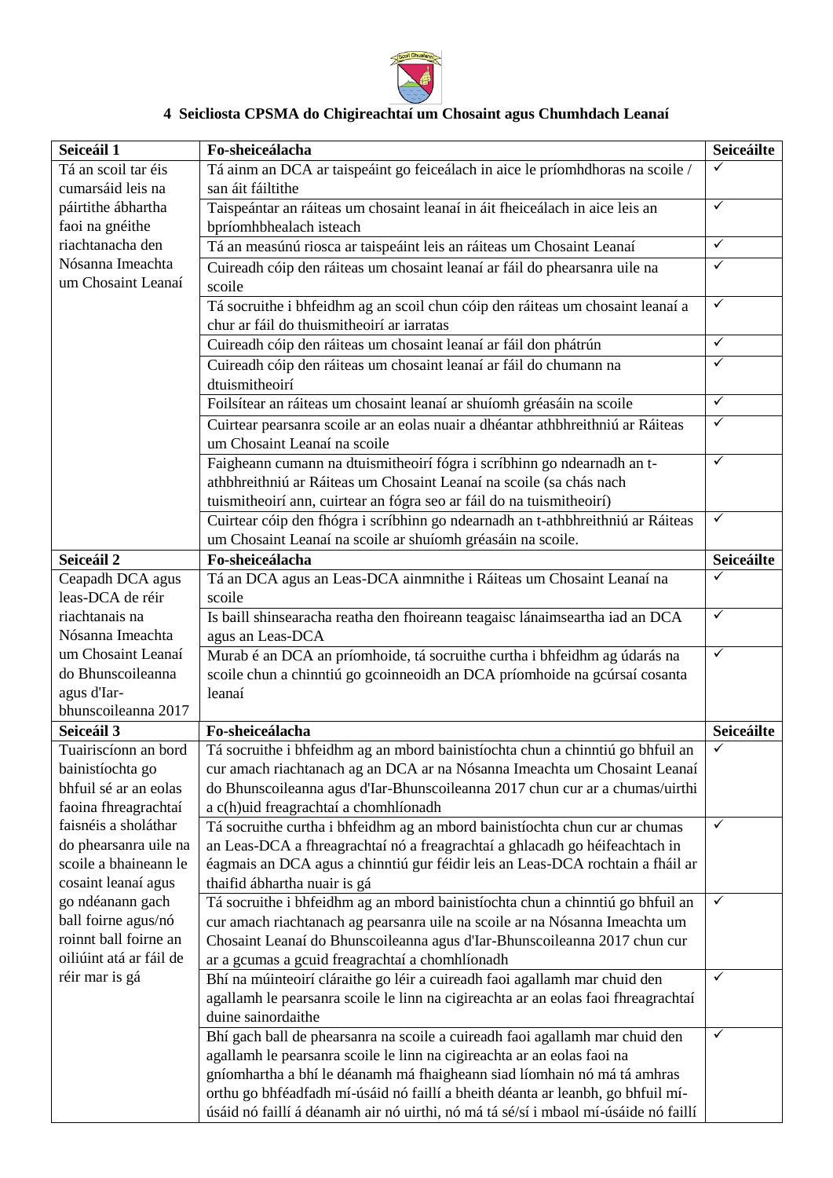## 4 Seicliosta CPSMA do Chigireachtaí um Chosaint agus Chumhdach Leanaí

| Seiceáil 1 | Fo-sheiceálacha | Seiceáilte |
|---|---|---|
| Tá an scoil tar éis cumarsáid leis na páirtithe ábhartha faoi na gnéithe riachtanacha den Nósanna Imeachta um Chosaint Leanaí | Tá ainm an DCA ar taispeáint go feiceálach in aice le príomhdhoras na scoile / san áit fáiltithe | ✓ |
| | Taispeántar an ráiteas um chosaint leanaí in áit fheiceálach in aice leis an bpríomhbhealach isteach | ✓ |
| | Tá an measúnú riosca ar taispeáint leis an ráiteas um Chosaint Leanaí | ✓ |
| | Cuireadh cóip den ráiteas um chosaint leanaí ar fáil do phearsanra uile na scoile | ✓ |
| | Tá socruithe i bhfeidhm ag an scoil chun cóip den ráiteas um chosaint leanaí a chur ar fáil do thuismitheoirí ar iarratas | ✓ |
| | Cuireadh cóip den ráiteas um chosaint leanaí ar fáil don phátrún | ✓ |
| | Cuireadh cóip den ráiteas um chosaint leanaí ar fáil do chumann na dtuismitheoirí | ✓ |
| | Foilsítear an ráiteas um chosaint leanaí ar shuíomh gréasáin na scoile | ✓ |
| | Cuirtear pearsanra scoile ar an eolas nuair a dhéantar athbhreithniú ar Ráiteas um Chosaint Leanaí na scoile | ✓ |
| | Faigheann cumann na dtuismitheoirí fógra i scríbhinn go ndearnadh an t-athbhreithniú ar Ráiteas um Chosaint Leanaí na scoile (sa chás nach tuismitheoirí ann, cuirtear an fógra seo ar fáil do na tuismitheoirí) | ✓ |
| | Cuirtear cóip den fhógra i scríbhinn go ndearnadh an t-athbhreithniú ar Ráiteas um Chosaint Leanaí na scoile ar shuíomh gréasáin na scoile. | ✓ |
| **Seiceáil 2** | **Fo-sheiceálacha** | **Seiceáilte** |
| Ceapadh DCA agus leas-DCA de réir riachtanais na Nósanna Imeachta um Chosaint Leanaí do Bhunscoileanna agus d'Iar-bhunscoileanna 2017 | Tá an DCA agus an Leas-DCA ainmnithe i Ráiteas um Chosaint Leanaí na scoile | ✓ |
| | Is baill shinsearacha reatha den fhoireann teagaisc lánaimseartha iad an DCA agus an Leas-DCA | ✓ |
| | Murab é an DCA an príomhoide, tá socruithe curtha i bhfeidhm ag údarás na scoile chun a chinntiú go gcoinneoidh an DCA príomhoide na gcúrsaí cosanta leanaí | ✓ |
| **Seiceáil 3** | **Fo-sheiceálacha** | **Seiceáilte** |
| Tuairiscíonn an bord bainistíochta go bhfuil sé ar an eolas faoina fhreagrachtaí faisnéis a sholáthar do phearsanra uile na scoile a bhaineann le cosaint leanaí agus go ndéanann gach ball foirne agus/nó roinnt ball foirne an oiliúint atá ar fáil de réir mar is gá | Tá socruithe i bhfeidhm ag an mbord bainistíochta chun a chinntiú go bhfuil an cur amach riachtanach ag an DCA ar na Nósanna Imeachta um Chosaint Leanaí do Bhunscoileanna agus d'Iar-Bhunscoileanna 2017 chun cur ar a chumas/uirthi a c(h)uid freagrachtaí a chomhlíonadh | ✓ |
| | Tá socruithe curtha i bhfeidhm ag an mbord bainistíochta chun cur ar chumas an Leas-DCA a fhreagrachtaí nó a freagrachtaí a ghlacadh go héifeachtach in éagmais an DCA agus a chinntiú gur féidir leis an Leas-DCA rochtain a fháil ar thaifid ábhartha nuair is gá | ✓ |
| | Tá socruithe i bhfeidhm ag an mbord bainistíochta chun a chinntiú go bhfuil an cur amach riachtanach ag pearsanra uile na scoile ar na Nósanna Imeachta um Chosaint Leanaí do Bhunscoileanna agus d'Iar-Bhunscoileanna 2017 chun cur ar a gcumas a gcuid freagrachtaí a chomhlíonadh | ✓ |
| | Bhí na múinteoirí cláraithe go léir a cuireadh faoi agallamh mar chuid den agallamh le pearsanra scoile le linn na cigireachta ar an eolas faoi fhreagrachtaí duine sainordaithe | ✓ |
| | Bhí gach ball de phearsanra na scoile a cuireadh faoi agallamh mar chuid den agallamh le pearsanra scoile le linn na cigireachta ar an eolas faoi na gníomhartha a bhí le déanamh má fhaigheann siad líomhain nó má tá amhras orthu go bhféadfadh mí-úsáid nó faillí a bheith déanta ar leanbh, go bhfuil mí-úsáid nó faillí á déanamh air nó uirthi, nó má tá sé/sí i mbaol mí-úsáide nó faillí | ✓ |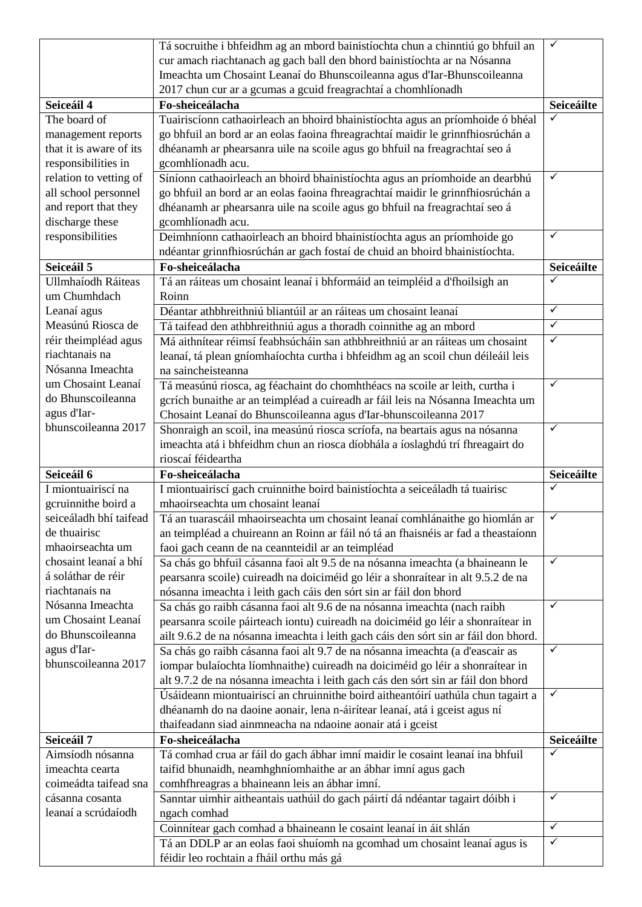| | | |
|---|---|---|
| | Tá socruithe i bhfeidhm ag an mbord bainistíochta chun a chinntiú go bhfuil an cur amach riachtanach ag gach ball den bhord bainistíochta ar na Nósanna Imeachta um Chosaint Leanaí do Bhunscoileanna agus d'Iar-Bhunscoileanna 2017 chun cur ar a gcumas a gcuid freagrachtaí a chomhlíonadh | ✓ |
| **Seiceáil 4** | **Fo-sheiceálacha** | **Seiceáilte** |
| The board of management reports that it is aware of its responsibilities in relation to vetting of all school personnel and report that they discharge these responsibilities | Tuairiscíonn cathaoirleach an bhoird bhainistíochta agus an príomhoide ó bhéal go bhfuil an bord ar an eolas faoina fhreagrachtaí maidir le grinnfhiosrúchán a dhéanamh ar phearsanra uile na scoile agus go bhfuil na freagrachtaí seo á gcomhlíonadh acu. | ✓ |
| | Síníonn cathaoirleach an bhoird bhainistíochta agus an príomhoide an dearbhú go bhfuil an bord ar an eolas faoina fhreagrachtaí maidir le grinnfhiosrúchán a dhéanamh ar phearsanra uile na scoile agus go bhfuil na freagrachtaí seo á gcomhlíonadh acu. | ✓ |
| | Deimhníonn cathaoirleach an bhoird bhainistíochta agus an príomhoide go ndéantar grinnfhiosrúchán ar gach fostaí de chuid an bhoird bhainistíochta. | ✓ |
| **Seiceáil 5** | **Fo-sheiceálacha** | **Seiceáilte** |
| Ullmhaíodh Ráiteas um Chumhdach Leanaí agus Measúnú Riosca de réir theimpléad agus riachtanais na Nósanna Imeachta um Chosaint Leanaí do Bhunscoileanna agus d'Iar-bhunscoileanna 2017 | Tá an ráiteas um chosaint leanaí i bhformáid an teimpléid a d'fhoilsigh an Roinn | ✓ |
| | Déantar athbhreithniú bliantúil ar an ráiteas um chosaint leanaí | ✓ |
| | Tá taifead den athbhreithniú agus a thoradh coinnithe ag an mbord | ✓ |
| | Má aithnítear réimsí feabhsúcháin san athbhreithniú ar an ráiteas um chosaint leanaí, tá plean gníomhaíochta curtha i bhfeidhm ag an scoil chun déileáil leis na saincheisteanna | ✓ |
| | Tá measúnú riosca, ag féachaint do chomhthéacs na scoile ar leith, curtha i gcrích bunaithe ar an teimpléad a cuireadh ar fáil leis na Nósanna Imeachta um Chosaint Leanaí do Bhunscoileanna agus d'Iar-bhunscoileanna 2017 | ✓ |
| | Shonraigh an scoil, ina measúnú riosca scríofa, na beartais agus na nósanna imeachta atá i bhfeidhm chun an riosca díobhála a íoslaghdú trí fhreagairt do rioscaí féideartha | ✓ |
| **Seiceáil 6** | **Fo-sheiceálacha** | **Seiceáilte** |
| I miontuairiscí na gcruinnithe boird a seiceáladh bhí taifead de thuairisc mhaoirseachta um chosaint leanaí a bhí á soláthar de réir riachtanais na Nósanna Imeachta um Chosaint Leanaí do Bhunscoileanna agus d'Iar-bhunscoileanna 2017 | I miontuairiscí gach cruinnithe boird bainistíochta a seiceáladh tá tuairisc mhaoirseachta um chosaint leanaí | ✓ |
| | Tá an tuarascáil mhaoirseachta um chosaint leanaí comhlánaithe go hiomlán ar an teimpléad a chuireann an Roinn ar fáil nó tá an fhaisnéis ar fad a theastaíonn faoi gach ceann de na ceannteidil ar an teimpléad | ✓ |
| | Sa chás go bhfuil cásanna faoi alt 9.5 de na nósanna imeachta (a bhaineann le pearsanra scoile) cuireadh na doiciméid go léir a shonraítear in alt 9.5.2 de na nósanna imeachta i leith gach cáis den sórt sin ar fáil don bhord | ✓ |
| | Sa chás go raibh cásanna faoi alt 9.6 de na nósanna imeachta (nach raibh pearsanra scoile páirteach iontu) cuireadh na doiciméid go léir a shonraítear in ailt 9.6.2 de na nósanna imeachta i leith gach cáis den sórt sin ar fáil don bhord. | ✓ |
| | Sa chás go raibh cásanna faoi alt 9.7 de na nósanna imeachta (a d'eascair as iompar bulaíochta líomhnaithe) cuireadh na doiciméid go léir a shonraítear in alt 9.7.2 de na nósanna imeachta i leith gach cás den sórt sin ar fáil don bhord | ✓ |
| | Úsáideann miontuairiscí an chruinnithe boird aitheantóirí uathúla chun tagairt a dhéanamh do na daoine aonair, lena n-áirítear leanaí, atá i gceist agus ní thaifeadann siad ainmneacha na ndaoine aonair atá i gceist | ✓ |
| **Seiceáil 7** | **Fo-sheiceálacha** | **Seiceáilte** |
| Aimsíodh nósanna imeachta cearta coimeádta taifead sna cásanna cosanta leanaí a scrúdaíodh | Tá comhad crua ar fáil do gach ábhar imní maidir le cosaint leanaí ina bhfuil taifid bhunaidh, neamhghníomhaithe ar an ábhar imní agus gach comhfhreagras a bhaineann leis an ábhar imní. | ✓ |
| | Sanntar uimhir aitheantais uathúil do gach páirtí dá ndéantar tagairt dóibh i ngach comhad | ✓ |
| | Coinnítear gach comhad a bhaineann le cosaint leanaí in áit shlán | ✓ |
| | Tá an DDLP ar an eolas faoi shuíomh na gcomhad um chosaint leanaí agus is féidir leo rochtain a fháil orthu más gá | ✓ |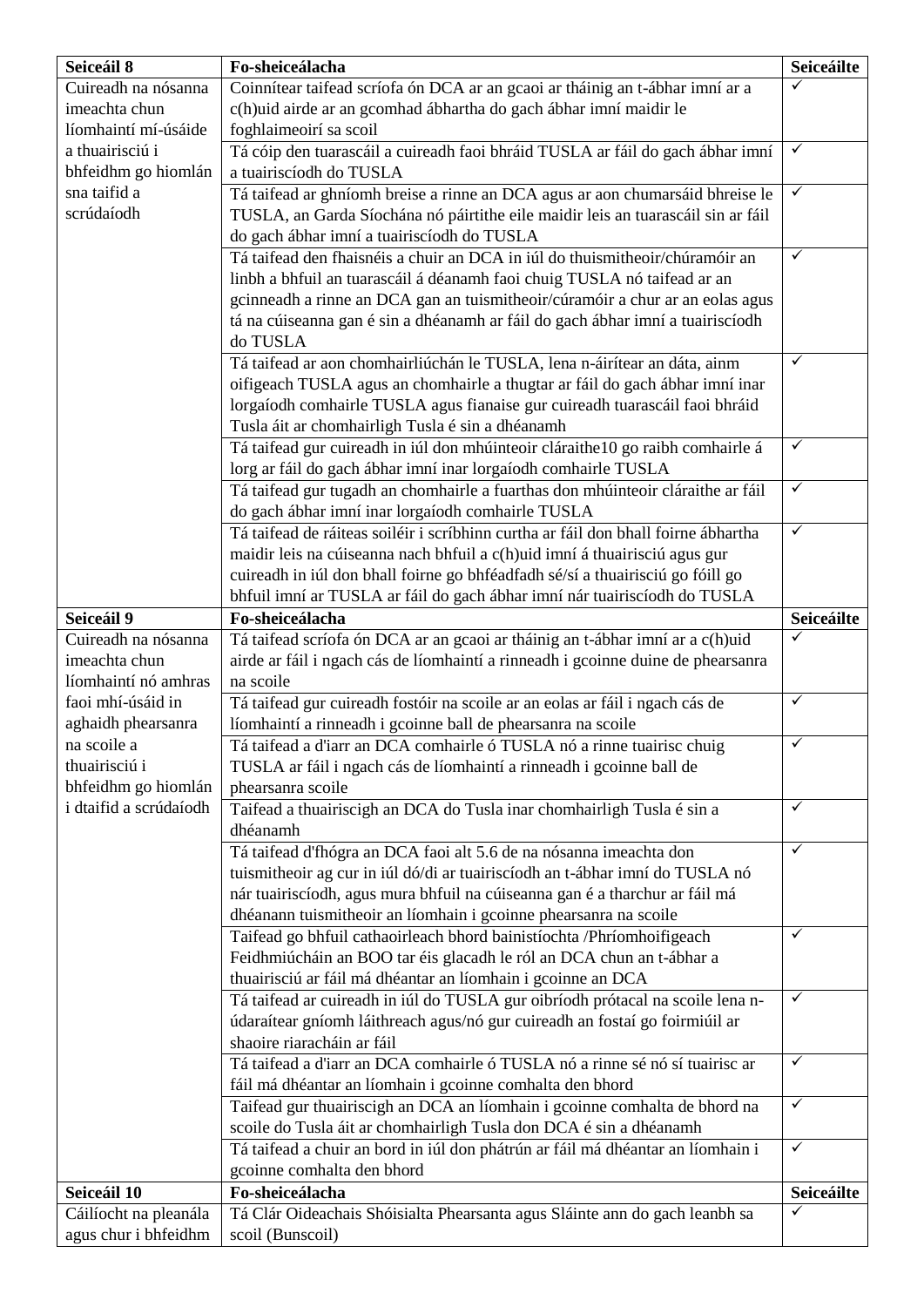| Seiceáil 8 | Fo-sheiceálacha | Seiceáilte |
|---|---|---|
| Cuireadh na nósanna imeachta chun líomhaintí mí-úsáide a thuairisciú i bhfeidhm go hiomlán sna taifid a scrúdaíodh | Coinnítear taifead scríofa ón DCA ar an gcaoi ar tháinig an t-ábhar imní ar a c(h)uid airde ar an gcomhad ábhartha do gach ábhar imní maidir le foghlaimeoirí sa scoil | ✓ |
| | Tá cóip den tuarascáil a cuireadh faoi bhráid TUSLA ar fáil do gach ábhar imní a tuairiscíodh do TUSLA | ✓ |
| | Tá taifead ar ghníomh breise a rinne an DCA agus ar aon chumarsáid bhreise le TUSLA, an Garda Síochána nó páirtithe eile maidir leis an tuarascáil sin ar fáil do gach ábhar imní a tuairiscíodh do TUSLA | ✓ |
| | Tá taifead den fhaisnéis a chuir an DCA in iúl do thuismitheoir/chúramóir an linbh a bhfuil an tuarascáil á déanamh faoi chuig TUSLA nó taifead ar an gcinneadh a rinne an DCA gan an tuismitheoir/cúramóir a chur ar an eolas agus tá na cúiseanna gan é sin a dhéanamh ar fáil do gach ábhar imní a tuairiscíodh do TUSLA | ✓ |
| | Tá taifead ar aon chomhairliúchán le TUSLA, lena n-áirítear an dáta, ainm oifigeach TUSLA agus an chomhairle a thugtar ar fáil do gach ábhar imní inar lorgaíodh comhairle TUSLA agus fianaise gur cuireadh tuarascáil faoi bhráid Tusla áit ar chomhairligh Tusla é sin a dhéanamh | ✓ |
| | Tá taifead gur cuireadh in iúl don mhúinteoir cláraithe10 go raibh comhairle á lorg ar fáil do gach ábhar imní inar lorgaíodh comhairle TUSLA | ✓ |
| | Tá taifead gur tugadh an chomhairle a fuarthas don mhúinteoir cláraithe ar fáil do gach ábhar imní inar lorgaíodh comhairle TUSLA | ✓ |
| | Tá taifead de ráiteas soiléir i scríbhinn curtha ar fáil don bhall foirne ábhartha maidir leis na cúiseanna nach bhfuil a c(h)uid imní á thuairisciú agus gur cuireadh in iúl don bhall foirne go bhféadfadh sé/sí a thuairisciú go fóill go bhfuil imní ar TUSLA ar fáil do gach ábhar imní nár tuairiscíodh do TUSLA | ✓ |
| **Seiceáil 9** | **Fo-sheiceálacha** | **Seiceáilte** |
| Cuireadh na nósanna imeachta chun líomhaintí nó amhras faoi mhí-úsáid in aghaidh phearsanra na scoile a thuairisciú i bhfeidhm go hiomlán i dtaifid a scrúdaíodh | Tá taifead scríofa ón DCA ar an gcaoi ar tháinig an t-ábhar imní ar a c(h)uid airde ar fáil i ngach cás de líomhaintí a rinneadh i gcoinne duine de phearsanra na scoile | ✓ |
| | Tá taifead gur cuireadh fostóir na scoile ar an eolas ar fáil i ngach cás de líomhaintí a rinneadh i gcoinne ball de phearsanra na scoile | ✓ |
| | Tá taifead a d'iarr an DCA comhairle ó TUSLA nó a rinne tuairisc chuig TUSLA ar fáil i ngach cás de líomhaintí a rinneadh i gcoinne ball de phearsanra scoile | ✓ |
| | Taifead a thuairiscigh an DCA do Tusla inar chomhairligh Tusla é sin a dhéanamh | ✓ |
| | Tá taifead d'fhógra an DCA faoi alt 5.6 de na nósanna imeachta don tuismitheoir ag cur in iúl dó/di ar tuairiscíodh an t-ábhar imní do TUSLA nó nár tuairiscíodh, agus mura bhfuil na cúiseanna gan é a tharchur ar fáil má dhéanann tuismitheoir an líomhain i gcoinne phearsanra na scoile | ✓ |
| | Taifead go bhfuil cathaoirleach bhord bainistíochta /Phríomhoifigeach Feidhmiúcháin an BOO tar éis glacadh le ról an DCA chun an t-ábhar a thuairisciú ar fáil má dhéantar an líomhain i gcoinne an DCA | ✓ |
| | Tá taifead ar cuireadh in iúl do TUSLA gur oibríodh prótacal na scoile lena n-údaraítear gníomh láithreach agus/nó gur cuireadh an fostaí go foirmiúil ar shaoire riaracháin ar fáil | ✓ |
| | Tá taifead a d'iarr an DCA comhairle ó TUSLA nó a rinne sé nó sí tuairisc ar fáil má dhéantar an líomhain i gcoinne comhalta den bhord | ✓ |
| | Taifead gur thuairiscigh an DCA an líomhain i gcoinne comhalta de bhord na scoile do Tusla áit ar chomhairligh Tusla don DCA é sin a dhéanamh | ✓ |
| | Tá taifead a chuir an bord in iúl don phátrún ar fáil má dhéantar an líomhain i gcoinne comhalta den bhord | ✓ |
| **Seiceáil 10** | **Fo-sheiceálacha** | **Seiceáilte** |
| Cáilíocht na pleanála agus chur i bhfeidhm | Tá Clár Oideachais Shóisialta Phearsanta agus Sláinte ann do gach leanbh sa scoil (Bunscoil) | ✓ |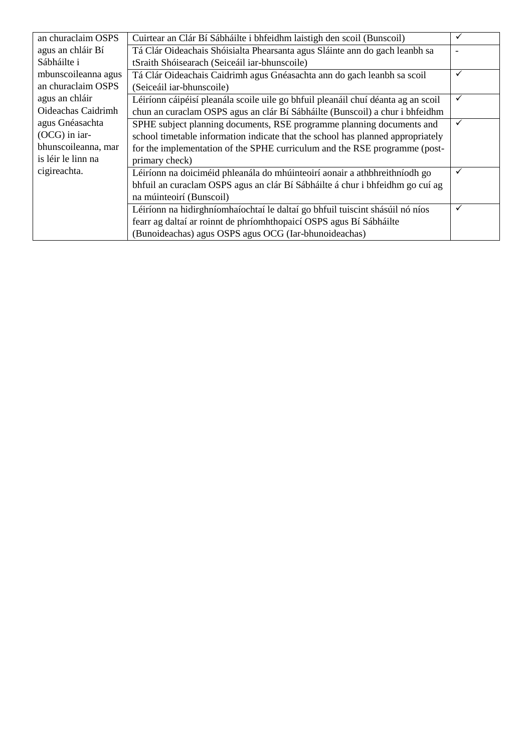| | | |
|---|---|---|
| an churaclaim OSPS agus an chláir Bí Sábháilte i mbunscoileanna agus an churaclaim OSPS agus an chláir Oideachas Caidrimh agus Gnéasachta (OCG) in iar-bhunscoileanna, mar is léir le linn na cigireachta. | Cuirtear an Clár Bí Sábháilte i bhfeidhm laistigh den scoil (Bunscoil) | ✓ |
| | Tá Clár Oideachais Shóisialta Phearsanta agus Sláinte ann do gach leanbh sa tSraith Shóisearach (Seiceáil iar-bhunscoile) | - |
| | Tá Clár Oideachais Caidrimh agus Gnéasachta ann do gach leanbh sa scoil (Seiceáil iar-bhunscoile) | ✓ |
| | Léiríonn cáipéisí pleanála scoile uile go bhfuil pleanáil chuí déanta ag an scoil chun an curaclam OSPS agus an clár Bí Sábháilte (Bunscoil) a chur i bhfeidhm | ✓ |
| | SPHE subject planning documents, RSE programme planning documents and school timetable information indicate that the school has planned appropriately for the implementation of the SPHE curriculum and the RSE programme (post-primary check) | ✓ |
| | Léiríonn na doiciméid phleanála do mhúinteoirí aonair a athbhreithníodh go bhfuil an curaclam OSPS agus an clár Bí Sábháilte á chur i bhfeidhm go cuí ag na múinteoirí (Bunscoil) | ✓ |
| | Léiríonn na hidirghníomhaíochtaí le daltaí go bhfuil tuiscint shásúil nó níos fearr ag daltaí ar roinnt de phríomhthopaicí OSPS agus Bí Sábháilte (Bunoideachas) agus OSPS agus OCG (Iar-bhunoideachas) | ✓ |